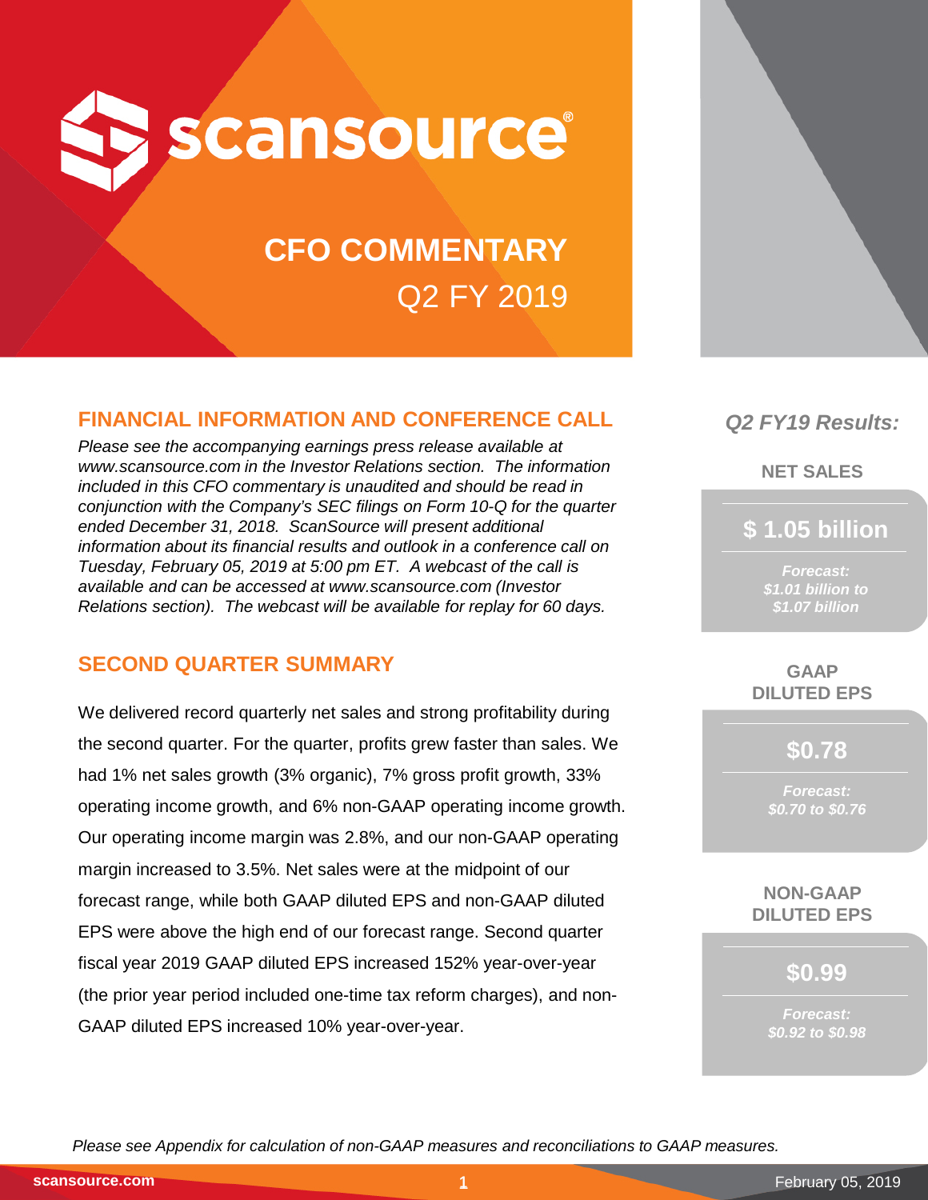# scansource

## CFO COMMENTARY

## Q2 FY 2019

### FINANCIAL INFORMATION AND CONFERENCE CALL

*Please see the accompanying earnings press release available at www.scansource.com in the Investor Relations section. The information included in this CFO commentary is unaudited and should be read in conjunction with the Company's SEC filings on Form 10-Q for the quarter ended December 31, 2018. ScanSource will present additional information about its financial results and outlook in a conference call on Tuesday, February 05, 2019 at 5:00 pm ET. A webcast of the call is available and can be accessed at www.scansource.com (Investor Relations section). The webcast will be available for replay for 60 days.*

### SECOND QUARTER SUMMARY

We delivered record quarterly net sales and strong profitability during the second quarter. For the quarter, profits grew faster than sales. We had 1% net sales growth (3% organic), 7% gross profit growth, 33% operating income growth, and 6% non-GAAP operating income growth. Our operating income margin was 2.8%, and our non-GAAP operating margin increased to 3.5%. Net sales were at the midpoint of our forecast range, while both GAAP diluted EPS and non-GAAP diluted EPS were above the high end of our forecast range. Second quarter fiscal year 2019 GAAP diluted EPS increased 152% year-over-year (the prior year period included one-time tax reform charges), and non-GAAP diluted EPS increased 10% year-over-year.

*Q2 FY19 Results:*

**NET SALES**

**$ 1.05 billion**

*Forecast: $1.01 billion to $1.07 billion*

**GAAP DILUTED EPS**

**$0.78**

*Forecast: $0.70 to $0.76*

**NON-GAAP DILUTED EPS**

**$0.99**

*Forecast: $0.92 to $0.98*

*Please see Appendix for calculation of non-GAAP measures and reconciliations to GAAP measures.*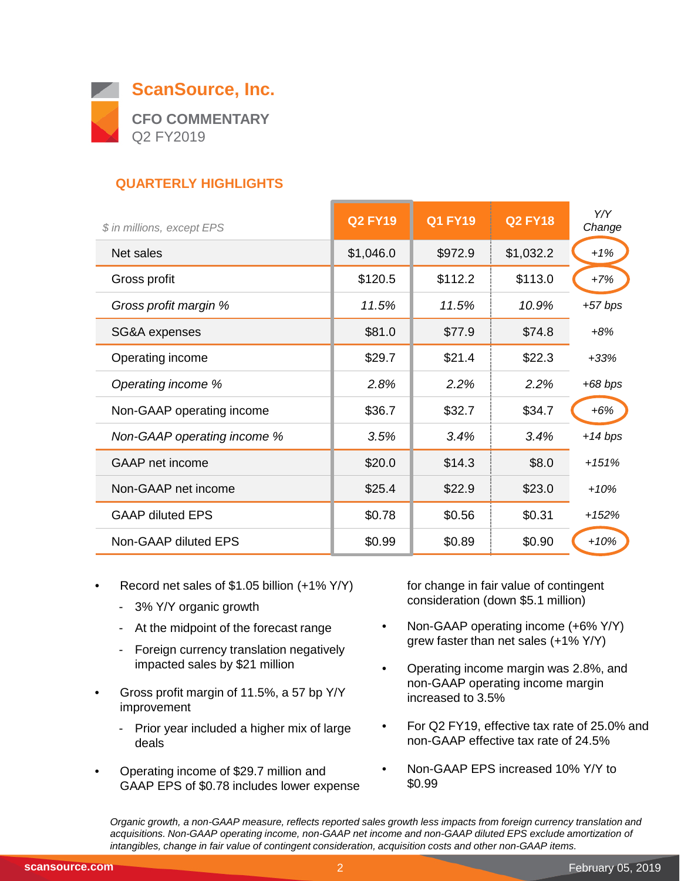# ScanSource, Inc.

## CFO COMMENTARY

Q2 FY2019

### QUARTERLY HIGHLIGHTS

| *$ in millions, except EPS* | Q2 FY19 | Q1 FY19 | Q2 FY18 | *Y/Y Change* |
|---|---|---|---|---|
| Net sales | $1,046.0 | $972.9 | $1,032.2 | *+1%* |
| Gross profit | $120.5 | $112.2 | $113.0 | *+7%* |
| *Gross profit margin %* | *11.5%* | *11.5%* | *10.9%* | *+57 bps* |
| SG&A expenses | $81.0 | $77.9 | $74.8 | *+8%* |
| Operating income | $29.7 | $21.4 | $22.3 | *+33%* |
| *Operating income %* | *2.8%* | *2.2%* | *2.2%* | *+68 bps* |
| Non-GAAP operating income | $36.7 | $32.7 | $34.7 | *+6%* |
| *Non-GAAP operating income %* | *3.5%* | *3.4%* | *3.4%* | *+14 bps* |
| GAAP net income | $20.0 | $14.3 | $8.0 | *+151%* |
| Non-GAAP net income | $25.4 | $22.9 | $23.0 | *+10%* |
| GAAP diluted EPS | $0.78 | $0.56 | $0.31 | *+152%* |
| Non-GAAP diluted EPS | $0.99 | $0.89 | $0.90 | *+10%* |

- Record net sales of $1.05 billion (+1% Y/Y)
  - 3% Y/Y organic growth
  - At the midpoint of the forecast range
  - Foreign currency translation negatively impacted sales by $21 million
- Gross profit margin of 11.5%, a 57 bp Y/Y improvement
  - Prior year included a higher mix of large deals
- Operating income of $29.7 million and GAAP EPS of $0.78 includes lower expense for change in fair value of contingent consideration (down $5.1 million)
- Non-GAAP operating income (+6% Y/Y) grew faster than net sales (+1% Y/Y)
- Operating income margin was 2.8%, and non-GAAP operating income margin increased to 3.5%
- For Q2 FY19, effective tax rate of 25.0% and non-GAAP effective tax rate of 24.5%
- Non-GAAP EPS increased 10% Y/Y to $0.99

*Organic growth, a non-GAAP measure, reflects reported sales growth less impacts from foreign currency translation and acquisitions. Non-GAAP operating income, non-GAAP net income and non-GAAP diluted EPS exclude amortization of intangibles, change in fair value of contingent consideration, acquisition costs and other non-GAAP items.*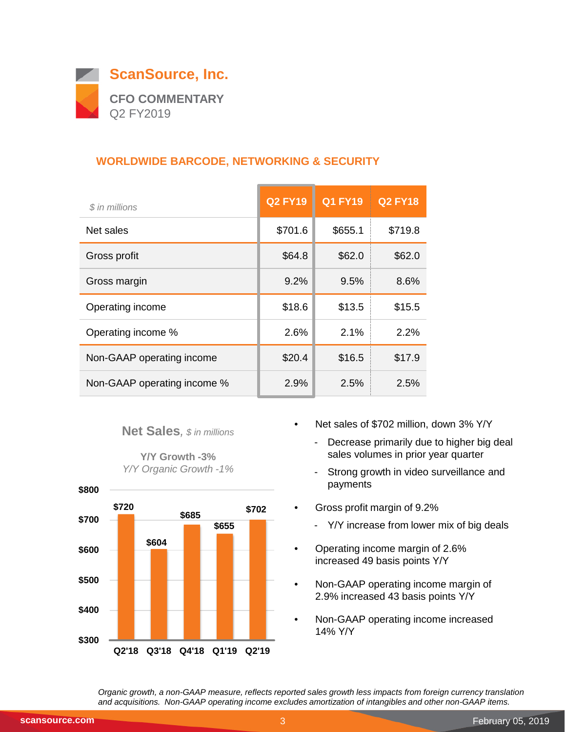# ScanSource, Inc.

**CFO COMMENTARY**
Q2 FY2019

## WORLDWIDE BARCODE, NETWORKING & SECURITY

| *$ in millions* | Q2 FY19 | Q1 FY19 | Q2 FY18 |
|---|---|---|---|
| Net sales | $701.6 | $655.1 | $719.8 |
| Gross profit | $64.8 | $62.0 | $62.0 |
| Gross margin | 9.2% | 9.5% | 8.6% |
| Operating income | $18.6 | $13.5 | $15.5 |
| Operating income % | 2.6% | 2.1% | 2.2% |
| Non-GAAP operating income | $20.4 | $16.5 | $17.9 |
| Non-GAAP operating income % | 2.9% | 2.5% | 2.5% |

**Net Sales**, *$ in millions*

**Y/Y Growth -3%**
*Y/Y Organic Growth -1%*

| Quarter | Net Sales |
|---|---|
| Q2'18 | $720 |
| Q3'18 | $604 |
| Q4'18 | $685 |
| Q1'19 | $655 |
| Q2'19 | $702 |

- Net sales of $702 million, down 3% Y/Y
  - Decrease primarily due to higher big deal sales volumes in prior year quarter
  - Strong growth in video surveillance and payments
- Gross profit margin of 9.2%
  - Y/Y increase from lower mix of big deals
- Operating income margin of 2.6% increased 49 basis points Y/Y
- Non-GAAP operating income margin of 2.9% increased 43 basis points Y/Y
- Non-GAAP operating income increased 14% Y/Y

*Organic growth, a non-GAAP measure, reflects reported sales growth less impacts from foreign currency translation and acquisitions. Non-GAAP operating income excludes amortization of intangibles and other non-GAAP items.*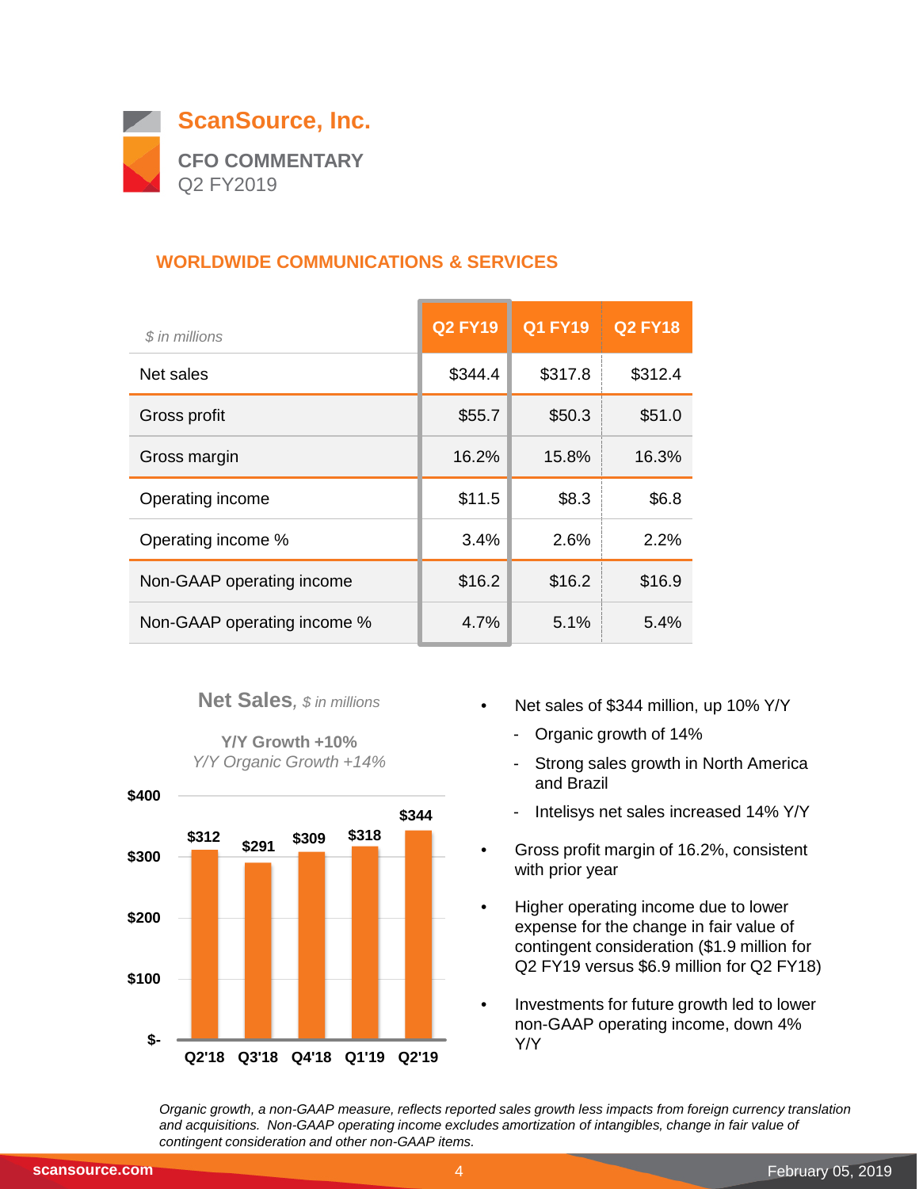# ScanSource, Inc.

**CFO COMMENTARY**
Q2 FY2019

## WORLDWIDE COMMUNICATIONS & SERVICES

| *$ in millions* | Q2 FY19 | Q1 FY19 | Q2 FY18 |
|---|---|---|---|
| Net sales | $344.4 | $317.8 | $312.4 |
| Gross profit | $55.7 | $50.3 | $51.0 |
| Gross margin | 16.2% | 15.8% | 16.3% |
| Operating income | $11.5 | $8.3 | $6.8 |
| Operating income % | 3.4% | 2.6% | 2.2% |
| Non-GAAP operating income | $16.2 | $16.2 | $16.9 |
| Non-GAAP operating income % | 4.7% | 5.1% | 5.4% |

**Net Sales**, *$ in millions*

**Y/Y Growth +10%**
*Y/Y Organic Growth +14%*

| Quarter | Net Sales |
|---|---|
| Q2'18 | $312 |
| Q3'18 | $291 |
| Q4'18 | $309 |
| Q1'19 | $318 |
| Q2'19 | $344 |

- Net sales of $344 million, up 10% Y/Y
  - Organic growth of 14%
  - Strong sales growth in North America and Brazil
  - Intelisys net sales increased 14% Y/Y
- Gross profit margin of 16.2%, consistent with prior year
- Higher operating income due to lower expense for the change in fair value of contingent consideration ($1.9 million for Q2 FY19 versus $6.9 million for Q2 FY18)
- Investments for future growth led to lower non-GAAP operating income, down 4% Y/Y

*Organic growth, a non-GAAP measure, reflects reported sales growth less impacts from foreign currency translation and acquisitions. Non-GAAP operating income excludes amortization of intangibles, change in fair value of contingent consideration and other non-GAAP items.*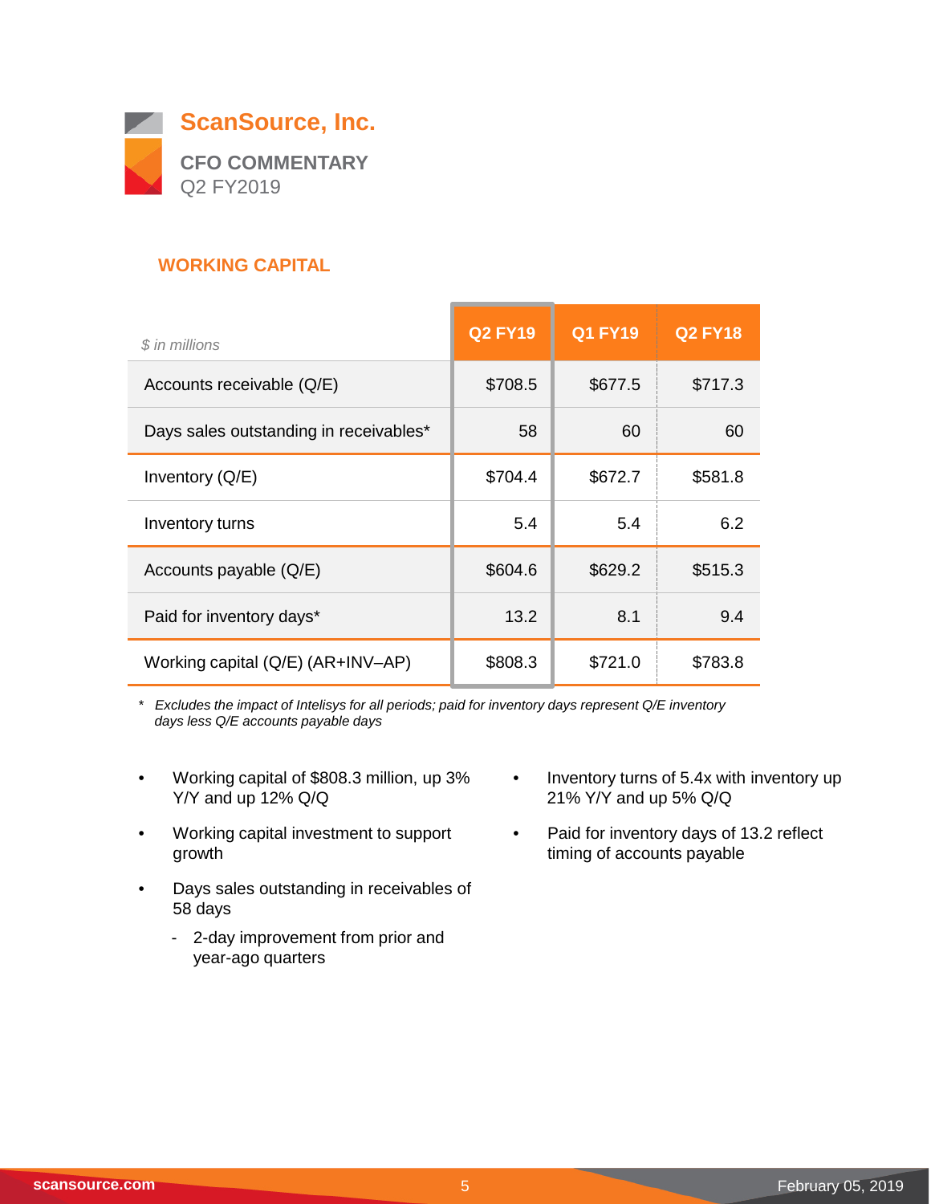# ScanSource, Inc.

**CFO COMMENTARY**
Q2 FY2019

## WORKING CAPITAL

| *$ in millions* | Q2 FY19 | Q1 FY19 | Q2 FY18 |
|---|---|---|---|
| Accounts receivable (Q/E) | $708.5 | $677.5 | $717.3 |
| Days sales outstanding in receivables* | 58 | 60 | 60 |
| Inventory (Q/E) | $704.4 | $672.7 | $581.8 |
| Inventory turns | 5.4 | 5.4 | 6.2 |
| Accounts payable (Q/E) | $604.6 | $629.2 | $515.3 |
| Paid for inventory days* | 13.2 | 8.1 | 9.4 |
| Working capital (Q/E) (AR+INV–AP) | $808.3 | $721.0 | $783.8 |

\* *Excludes the impact of Intelisys for all periods; paid for inventory days represent Q/E inventory days less Q/E accounts payable days*

- Working capital of $808.3 million, up 3% Y/Y and up 12% Q/Q
- Working capital investment to support growth
- Days sales outstanding in receivables of 58 days
  - 2-day improvement from prior and year-ago quarters
- Inventory turns of 5.4x with inventory up 21% Y/Y and up 5% Q/Q
- Paid for inventory days of 13.2 reflect timing of accounts payable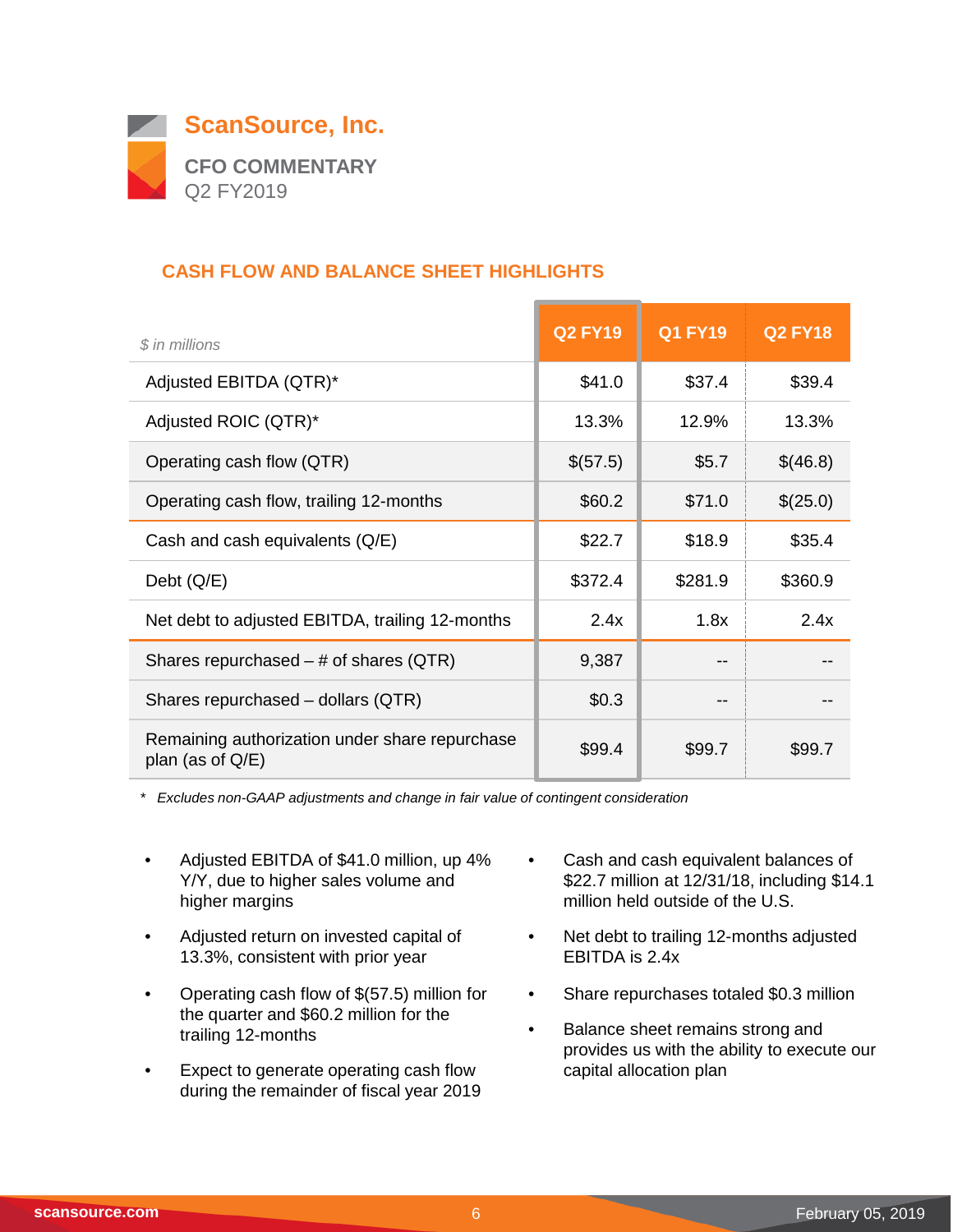# ScanSource, Inc.

## CFO COMMENTARY

Q2 FY2019

### CASH FLOW AND BALANCE SHEET HIGHLIGHTS

| *$ in millions* | Q2 FY19 | Q1 FY19 | Q2 FY18 |
|---|---|---|---|
| Adjusted EBITDA (QTR)* | $41.0 | $37.4 | $39.4 |
| Adjusted ROIC (QTR)* | 13.3% | 12.9% | 13.3% |
| Operating cash flow (QTR) | $(57.5) | $5.7 | $(46.8) |
| Operating cash flow, trailing 12-months | $60.2 | $71.0 | $(25.0) |
| Cash and cash equivalents (Q/E) | $22.7 | $18.9 | $35.4 |
| Debt (Q/E) | $372.4 | $281.9 | $360.9 |
| Net debt to adjusted EBITDA, trailing 12-months | 2.4x | 1.8x | 2.4x |
| Shares repurchased – # of shares (QTR) | 9,387 | -- | -- |
| Shares repurchased – dollars (QTR) | $0.3 | -- | -- |
| Remaining authorization under share repurchase plan (as of Q/E) | $99.4 | $99.7 | $99.7 |

\* *Excludes non-GAAP adjustments and change in fair value of contingent consideration*

- Adjusted EBITDA of $41.0 million, up 4% Y/Y, due to higher sales volume and higher margins
- Adjusted return on invested capital of 13.3%, consistent with prior year
- Operating cash flow of $(57.5) million for the quarter and $60.2 million for the trailing 12-months
- Expect to generate operating cash flow during the remainder of fiscal year 2019
- Cash and cash equivalent balances of $22.7 million at 12/31/18, including $14.1 million held outside of the U.S.
- Net debt to trailing 12-months adjusted EBITDA is 2.4x
- Share repurchases totaled $0.3 million
- Balance sheet remains strong and provides us with the ability to execute our capital allocation plan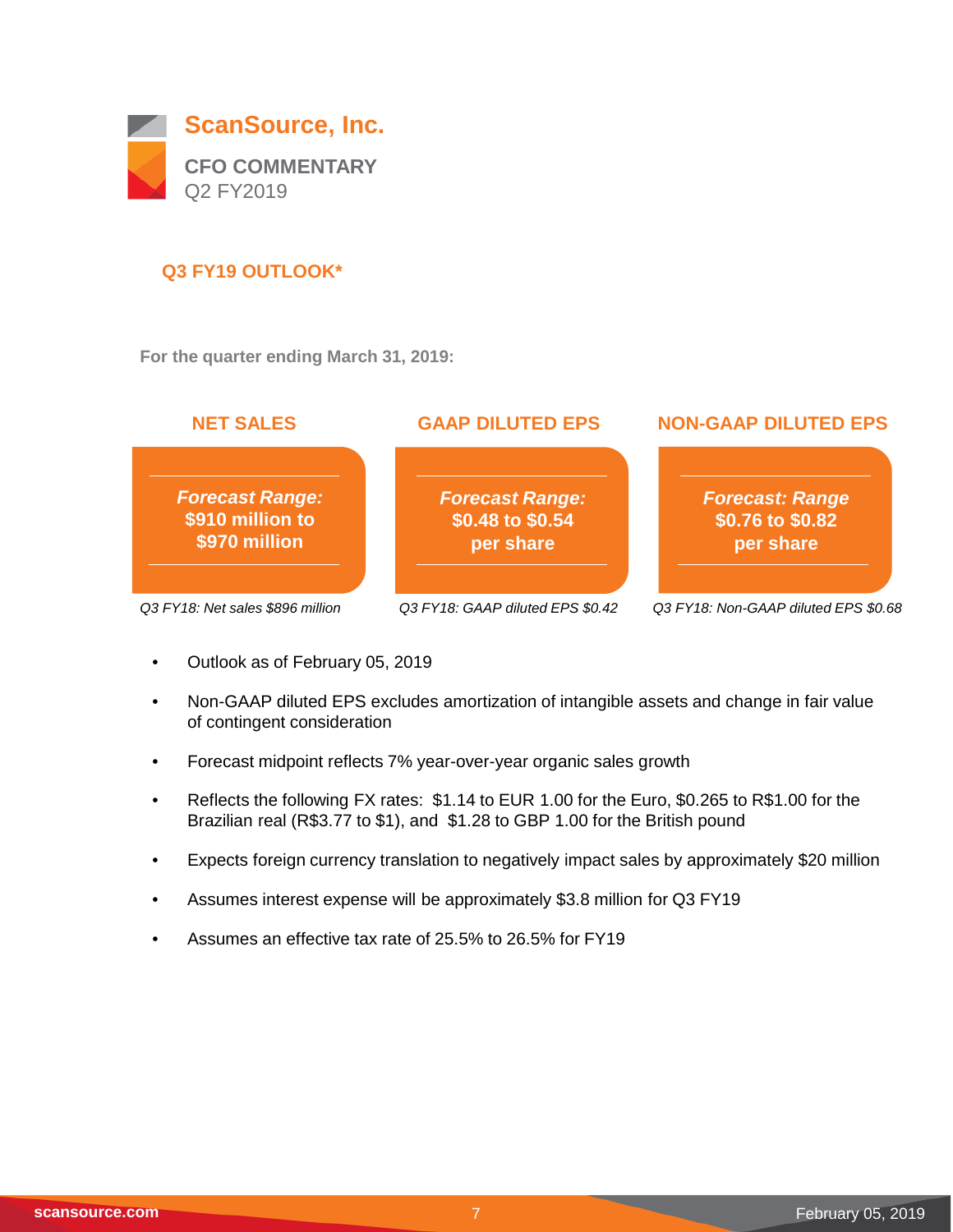# ScanSource, Inc.

**CFO COMMENTARY**
Q2 FY2019

## Q3 FY19 OUTLOOK*

**For the quarter ending March 31, 2019:**

| NET SALES | GAAP DILUTED EPS | NON-GAAP DILUTED EPS |
|---|---|---|
| ***Forecast Range:*** **$910 million to $970 million** | ***Forecast Range:*** **$0.48 to $0.54 per share** | ***Forecast: Range*** **$0.76 to $0.82 per share** |
| *Q3 FY18: Net sales $896 million* | *Q3 FY18: GAAP diluted EPS $0.42* | *Q3 FY18: Non-GAAP diluted EPS $0.68* |

- Outlook as of February 05, 2019
- Non-GAAP diluted EPS excludes amortization of intangible assets and change in fair value of contingent consideration
- Forecast midpoint reflects 7% year-over-year organic sales growth
- Reflects the following FX rates: $1.14 to EUR 1.00 for the Euro, $0.265 to R$1.00 for the Brazilian real (R$3.77 to $1), and $1.28 to GBP 1.00 for the British pound
- Expects foreign currency translation to negatively impact sales by approximately $20 million
- Assumes interest expense will be approximately $3.8 million for Q3 FY19
- Assumes an effective tax rate of 25.5% to 26.5% for FY19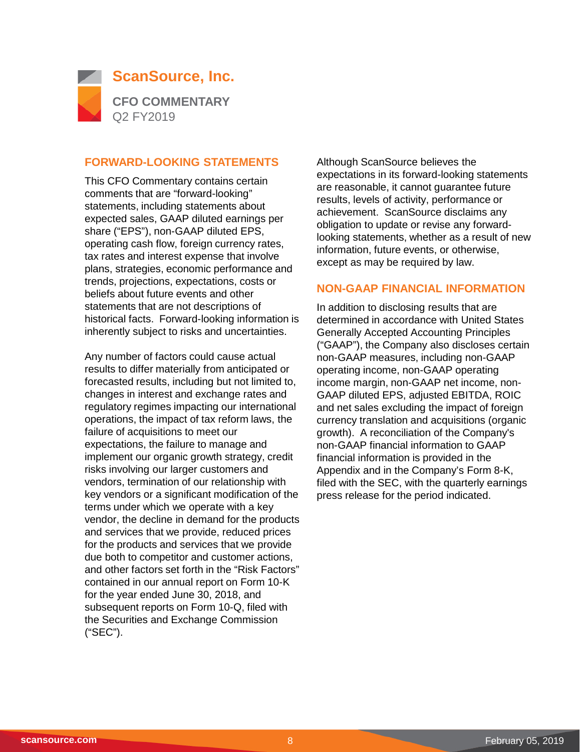# ScanSource, Inc.

**CFO COMMENTARY**
Q2 FY2019

## FORWARD-LOOKING STATEMENTS

This CFO Commentary contains certain comments that are "forward-looking" statements, including statements about expected sales, GAAP diluted earnings per share ("EPS"), non-GAAP diluted EPS, operating cash flow, foreign currency rates, tax rates and interest expense that involve plans, strategies, economic performance and trends, projections, expectations, costs or beliefs about future events and other statements that are not descriptions of historical facts. Forward-looking information is inherently subject to risks and uncertainties.

Any number of factors could cause actual results to differ materially from anticipated or forecasted results, including but not limited to, changes in interest and exchange rates and regulatory regimes impacting our international operations, the impact of tax reform laws, the failure of acquisitions to meet our expectations, the failure to manage and implement our organic growth strategy, credit risks involving our larger customers and vendors, termination of our relationship with key vendors or a significant modification of the terms under which we operate with a key vendor, the decline in demand for the products and services that we provide, reduced prices for the products and services that we provide due both to competitor and customer actions, and other factors set forth in the "Risk Factors" contained in our annual report on Form 10-K for the year ended June 30, 2018, and subsequent reports on Form 10-Q, filed with the Securities and Exchange Commission ("SEC").

Although ScanSource believes the expectations in its forward-looking statements are reasonable, it cannot guarantee future results, levels of activity, performance or achievement. ScanSource disclaims any obligation to update or revise any forward-looking statements, whether as a result of new information, future events, or otherwise, except as may be required by law.

## NON-GAAP FINANCIAL INFORMATION

In addition to disclosing results that are determined in accordance with United States Generally Accepted Accounting Principles ("GAAP"), the Company also discloses certain non-GAAP measures, including non-GAAP operating income, non-GAAP operating income margin, non-GAAP net income, non-GAAP diluted EPS, adjusted EBITDA, ROIC and net sales excluding the impact of foreign currency translation and acquisitions (organic growth). A reconciliation of the Company's non-GAAP financial information to GAAP financial information is provided in the Appendix and in the Company's Form 8-K, filed with the SEC, with the quarterly earnings press release for the period indicated.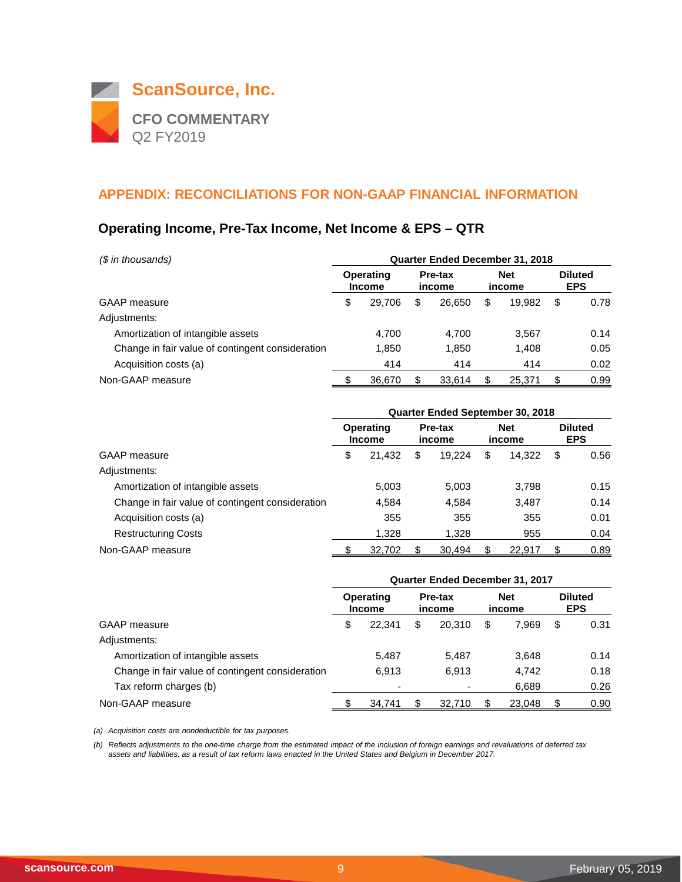# ScanSource, Inc.

## CFO COMMENTARY
Q2 FY2019

## APPENDIX: RECONCILIATIONS FOR NON-GAAP FINANCIAL INFORMATION

### Operating Income, Pre-Tax Income, Net Income & EPS – QTR

| *($ in thousands)* | Quarter Ended December 31, 2018 | | | |
|---|---|---|---|---|
| | Operating Income | Pre-tax income | Net income | Diluted EPS |
| GAAP measure | $ 29,706 | $ 26,650 | $ 19,982 | $ 0.78 |
| Adjustments: | | | | |
| Amortization of intangible assets | 4,700 | 4,700 | 3,567 | 0.14 |
| Change in fair value of contingent consideration | 1,850 | 1,850 | 1,408 | 0.05 |
| Acquisition costs (a) | 414 | 414 | 414 | 0.02 |
| Non-GAAP measure | $ 36,670 | $ 33,614 | $ 25,371 | $ 0.99 |

| | Quarter Ended September 30, 2018 | | | |
|---|---|---|---|---|
| | Operating Income | Pre-tax income | Net income | Diluted EPS |
| GAAP measure | $ 21,432 | $ 19,224 | $ 14,322 | $ 0.56 |
| Adjustments: | | | | |
| Amortization of intangible assets | 5,003 | 5,003 | 3,798 | 0.15 |
| Change in fair value of contingent consideration | 4,584 | 4,584 | 3,487 | 0.14 |
| Acquisition costs (a) | 355 | 355 | 355 | 0.01 |
| Restructuring Costs | 1,328 | 1,328 | 955 | 0.04 |
| Non-GAAP measure | $ 32,702 | $ 30,494 | $ 22,917 | $ 0.89 |

| | Quarter Ended December 31, 2017 | | | |
|---|---|---|---|---|
| | Operating Income | Pre-tax income | Net income | Diluted EPS |
| GAAP measure | $ 22,341 | $ 20,310 | $ 7,969 | $ 0.31 |
| Adjustments: | | | | |
| Amortization of intangible assets | 5,487 | 5,487 | 3,648 | 0.14 |
| Change in fair value of contingent consideration | 6,913 | 6,913 | 4,742 | 0.18 |
| Tax reform charges (b) | - | - | 6,689 | 0.26 |
| Non-GAAP measure | $ 34,741 | $ 32,710 | $ 23,048 | $ 0.90 |

*(a) Acquisition costs are nondeductible for tax purposes.*

*(b) Reflects adjustments to the one-time charge from the estimated impact of the inclusion of foreign earnings and revaluations of deferred tax assets and liabilities, as a result of tax reform laws enacted in the United States and Belgium in December 2017.*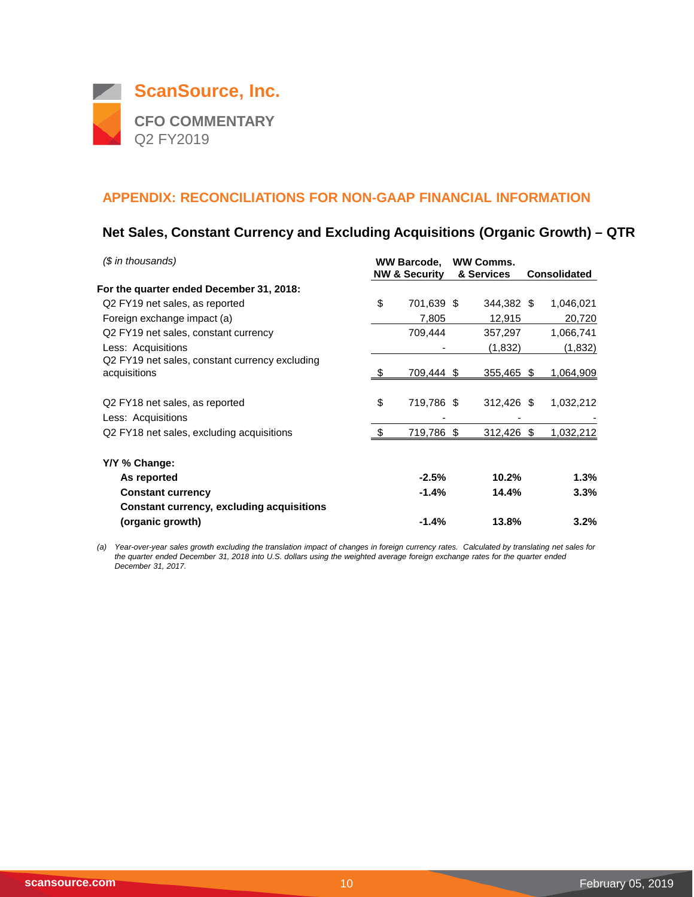# ScanSource, Inc.

**CFO COMMENTARY**
Q2 FY2019

## APPENDIX: RECONCILIATIONS FOR NON-GAAP FINANCIAL INFORMATION

### Net Sales, Constant Currency and Excluding Acquisitions (Organic Growth) – QTR

| *($ in thousands)* | WW Barcode, NW & Security | WW Comms. & Services | Consolidated |
|---|---|---|---|
| **For the quarter ended December 31, 2018:** | | | |
| Q2 FY19 net sales, as reported | $ 701,639 | $ 344,382 | $ 1,046,021 |
| Foreign exchange impact (a) | 7,805 | 12,915 | 20,720 |
| Q2 FY19 net sales, constant currency | 709,444 | 357,297 | 1,066,741 |
| Less: Acquisitions | - | (1,832) | (1,832) |
| Q2 FY19 net sales, constant currency excluding acquisitions | $ 709,444 | $ 355,465 | $ 1,064,909 |
| | | | |
| Q2 FY18 net sales, as reported | $ 719,786 | $ 312,426 | $ 1,032,212 |
| Less: Acquisitions | - | - | - |
| Q2 FY18 net sales, excluding acquisitions | $ 719,786 | $ 312,426 | $ 1,032,212 |
| | | | |
| **Y/Y % Change:** | | | |
| **As reported** | **-2.5%** | **10.2%** | **1.3%** |
| **Constant currency** | **-1.4%** | **14.4%** | **3.3%** |
| **Constant currency, excluding acquisitions (organic growth)** | **-1.4%** | **13.8%** | **3.2%** |

*(a) Year-over-year sales growth excluding the translation impact of changes in foreign currency rates. Calculated by translating net sales for the quarter ended December 31, 2018 into U.S. dollars using the weighted average foreign exchange rates for the quarter ended December 31, 2017.*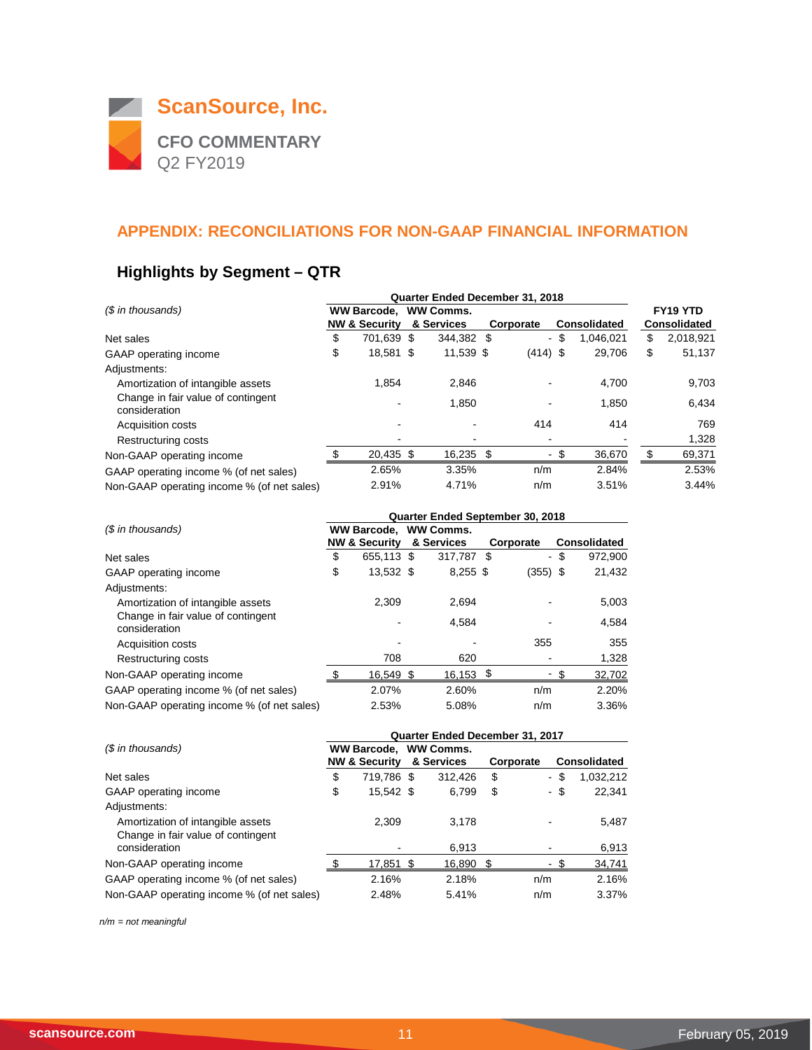# ScanSource, Inc.

**CFO COMMENTARY**
Q2 FY2019

## APPENDIX: RECONCILIATIONS FOR NON-GAAP FINANCIAL INFORMATION

### Highlights by Segment – QTR

| *($ in thousands)* | Quarter Ended December 31, 2018 | | | | FY19 YTD |
|---|---|---|---|---|---|
| | WW Barcode, NW & Security | WW Comms. & Services | Corporate | Consolidated | Consolidated |
| Net sales | $ 701,639 | $ 344,382 | $ - | $ 1,046,021 | $ 2,018,921 |
| GAAP operating income | $ 18,581 | $ 11,539 | $ (414) | $ 29,706 | $ 51,137 |
| Adjustments: | | | | | |
| Amortization of intangible assets | 1,854 | 2,846 | - | 4,700 | 9,703 |
| Change in fair value of contingent consideration | - | 1,850 | - | 1,850 | 6,434 |
| Acquisition costs | - | - | 414 | 414 | 769 |
| Restructuring costs | - | - | - | - | 1,328 |
| Non-GAAP operating income | $ 20,435 | $ 16,235 | $ - | $ 36,670 | $ 69,371 |
| GAAP operating income % (of net sales) | 2.65% | 3.35% | n/m | 2.84% | 2.53% |
| Non-GAAP operating income % (of net sales) | 2.91% | 4.71% | n/m | 3.51% | 3.44% |

| *($ in thousands)* | Quarter Ended September 30, 2018 | | | |
|---|---|---|---|---|
| | WW Barcode, NW & Security | WW Comms. & Services | Corporate | Consolidated |
| Net sales | $ 655,113 | $ 317,787 | $ - | $ 972,900 |
| GAAP operating income | $ 13,532 | $ 8,255 | $ (355) | $ 21,432 |
| Adjustments: | | | | |
| Amortization of intangible assets | 2,309 | 2,694 | - | 5,003 |
| Change in fair value of contingent consideration | - | 4,584 | - | 4,584 |
| Acquisition costs | - | - | 355 | 355 |
| Restructuring costs | 708 | 620 | - | 1,328 |
| Non-GAAP operating income | $ 16,549 | $ 16,153 | $ - | $ 32,702 |
| GAAP operating income % (of net sales) | 2.07% | 2.60% | n/m | 2.20% |
| Non-GAAP operating income % (of net sales) | 2.53% | 5.08% | n/m | 3.36% |

| *($ in thousands)* | Quarter Ended December 31, 2017 | | | |
|---|---|---|---|---|
| | WW Barcode, NW & Security | WW Comms. & Services | Corporate | Consolidated |
| Net sales | $ 719,786 | $ 312,426 | $ - | $ 1,032,212 |
| GAAP operating income | $ 15,542 | $ 6,799 | $ - | $ 22,341 |
| Adjustments: | | | | |
| Amortization of intangible assets | 2,309 | 3,178 | - | 5,487 |
| Change in fair value of contingent consideration | - | 6,913 | - | 6,913 |
| Non-GAAP operating income | $ 17,851 | $ 16,890 | $ - | $ 34,741 |
| GAAP operating income % (of net sales) | 2.16% | 2.18% | n/m | 2.16% |
| Non-GAAP operating income % (of net sales) | 2.48% | 5.41% | n/m | 3.37% |

*n/m = not meaningful*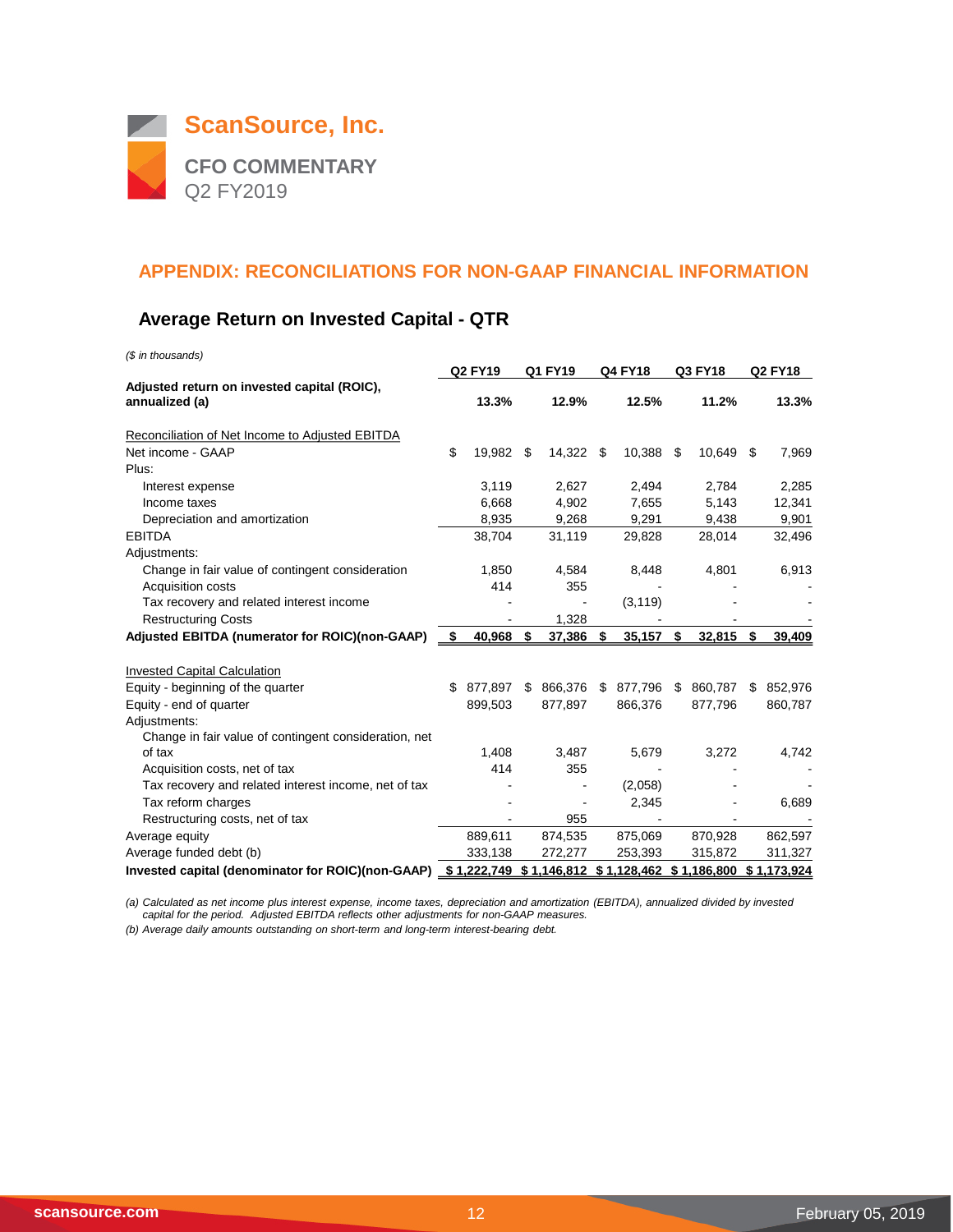# ScanSource, Inc.

**CFO COMMENTARY**
Q2 FY2019

## APPENDIX: RECONCILIATIONS FOR NON-GAAP FINANCIAL INFORMATION

### Average Return on Invested Capital - QTR

*($ in thousands)*

| | Q2 FY19 | Q1 FY19 | Q4 FY18 | Q3 FY18 | Q2 FY18 |
|---|---|---|---|---|---|
| **Adjusted return on invested capital (ROIC), annualized (a)** | **13.3%** | **12.9%** | **12.5%** | **11.2%** | **13.3%** |
| Reconciliation of Net Income to Adjusted EBITDA | | | | | |
| Net income - GAAP | $ 19,982 | $ 14,322 | $ 10,388 | $ 10,649 | $ 7,969 |
| Plus: | | | | | |
| Interest expense | 3,119 | 2,627 | 2,494 | 2,784 | 2,285 |
| Income taxes | 6,668 | 4,902 | 7,655 | 5,143 | 12,341 |
| Depreciation and amortization | 8,935 | 9,268 | 9,291 | 9,438 | 9,901 |
| EBITDA | 38,704 | 31,119 | 29,828 | 28,014 | 32,496 |
| Adjustments: | | | | | |
| Change in fair value of contingent consideration | 1,850 | 4,584 | 8,448 | 4,801 | 6,913 |
| Acquisition costs | 414 | 355 | - | - | - |
| Tax recovery and related interest income | - | - | (3,119) | - | - |
| Restructuring Costs | - | 1,328 | - | - | - |
| **Adjusted EBITDA (numerator for ROIC)(non-GAAP)** | **$ 40,968** | **$ 37,386** | **$ 35,157** | **$ 32,815** | **$ 39,409** |
| Invested Capital Calculation | | | | | |
| Equity - beginning of the quarter | $ 877,897 | $ 866,376 | $ 877,796 | $ 860,787 | $ 852,976 |
| Equity - end of quarter | 899,503 | 877,897 | 866,376 | 877,796 | 860,787 |
| Adjustments: | | | | | |
| Change in fair value of contingent consideration, net of tax | 1,408 | 3,487 | 5,679 | 3,272 | 4,742 |
| Acquisition costs, net of tax | 414 | 355 | - | - | - |
| Tax recovery and related interest income, net of tax | - | - | (2,058) | - | - |
| Tax reform charges | - | - | 2,345 | - | 6,689 |
| Restructuring costs, net of tax | - | 955 | - | - | - |
| Average equity | 889,611 | 874,535 | 875,069 | 870,928 | 862,597 |
| Average funded debt (b) | 333,138 | 272,277 | 253,393 | 315,872 | 311,327 |
| **Invested capital (denominator for ROIC)(non-GAAP)** | **$ 1,222,749** | **$ 1,146,812** | **$ 1,128,462** | **$ 1,186,800** | **$ 1,173,924** |

*(a) Calculated as net income plus interest expense, income taxes, depreciation and amortization (EBITDA), annualized divided by invested capital for the period. Adjusted EBITDA reflects other adjustments for non-GAAP measures.*

*(b) Average daily amounts outstanding on short-term and long-term interest-bearing debt.*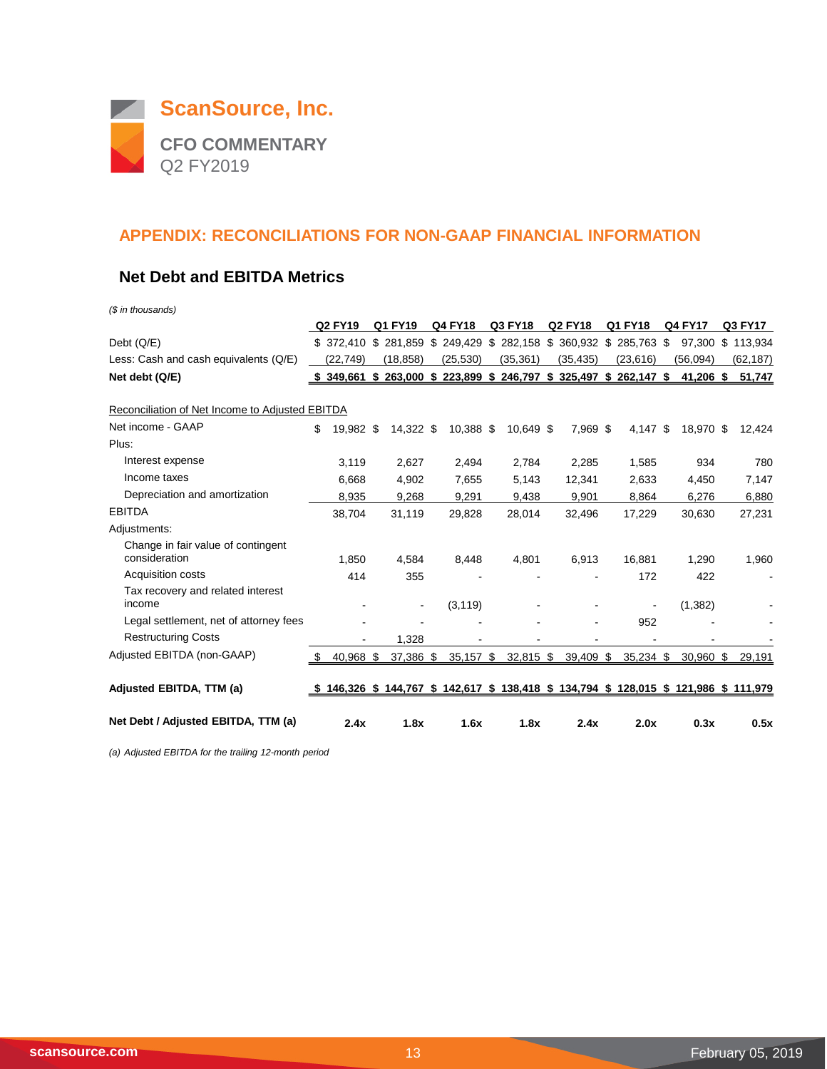# ScanSource, Inc.

## CFO COMMENTARY
Q2 FY2019

## APPENDIX: RECONCILIATIONS FOR NON-GAAP FINANCIAL INFORMATION

### Net Debt and EBITDA Metrics

*($ in thousands)*

| | Q2 FY19 | Q1 FY19 | Q4 FY18 | Q3 FY18 | Q2 FY18 | Q1 FY18 | Q4 FY17 | Q3 FY17 |
|---|---|---|---|---|---|---|---|---|
| Debt (Q/E) | $ 372,410 | $ 281,859 | $ 249,429 | $ 282,158 | $ 360,932 | $ 285,763 | $ 97,300 | $ 113,934 |
| Less: Cash and cash equivalents (Q/E) | (22,749) | (18,858) | (25,530) | (35,361) | (35,435) | (23,616) | (56,094) | (62,187) |
| **Net debt (Q/E)** | **$ 349,661** | **$ 263,000** | **$ 223,899** | **$ 246,797** | **$ 325,497** | **$ 262,147** | **$ 41,206** | **$ 51,747** |
| | | | | | | | | |
| Reconciliation of Net Income to Adjusted EBITDA | | | | | | | | |
| Net income - GAAP | $ 19,982 | $ 14,322 | $ 10,388 | $ 10,649 | $ 7,969 | $ 4,147 | $ 18,970 | $ 12,424 |
| Plus: | | | | | | | | |
| Interest expense | 3,119 | 2,627 | 2,494 | 2,784 | 2,285 | 1,585 | 934 | 780 |
| Income taxes | 6,668 | 4,902 | 7,655 | 5,143 | 12,341 | 2,633 | 4,450 | 7,147 |
| Depreciation and amortization | 8,935 | 9,268 | 9,291 | 9,438 | 9,901 | 8,864 | 6,276 | 6,880 |
| EBITDA | 38,704 | 31,119 | 29,828 | 28,014 | 32,496 | 17,229 | 30,630 | 27,231 |
| Adjustments: | | | | | | | | |
| Change in fair value of contingent consideration | 1,850 | 4,584 | 8,448 | 4,801 | 6,913 | 16,881 | 1,290 | 1,960 |
| Acquisition costs | 414 | 355 | - | - | - | 172 | 422 | - |
| Tax recovery and related interest income | - | - | (3,119) | - | - | - | (1,382) | - |
| Legal settlement, net of attorney fees | - | - | - | - | - | 952 | - | - |
| Restructuring Costs | - | 1,328 | - | - | - | - | - | - |
| Adjusted EBITDA (non-GAAP) | $ 40,968 | $ 37,386 | $ 35,157 | $ 32,815 | $ 39,409 | $ 35,234 | $ 30,960 | $ 29,191 |
| | | | | | | | | |
| **Adjusted EBITDA, TTM (a)** | **$ 146,326** | **$ 144,767** | **$ 142,617** | **$ 138,418** | **$ 134,794** | **$ 128,015** | **$ 121,986** | **$ 111,979** |
| | | | | | | | | |
| **Net Debt / Adjusted EBITDA, TTM (a)** | **2.4x** | **1.8x** | **1.6x** | **1.8x** | **2.4x** | **2.0x** | **0.3x** | **0.5x** |

*(a) Adjusted EBITDA for the trailing 12-month period*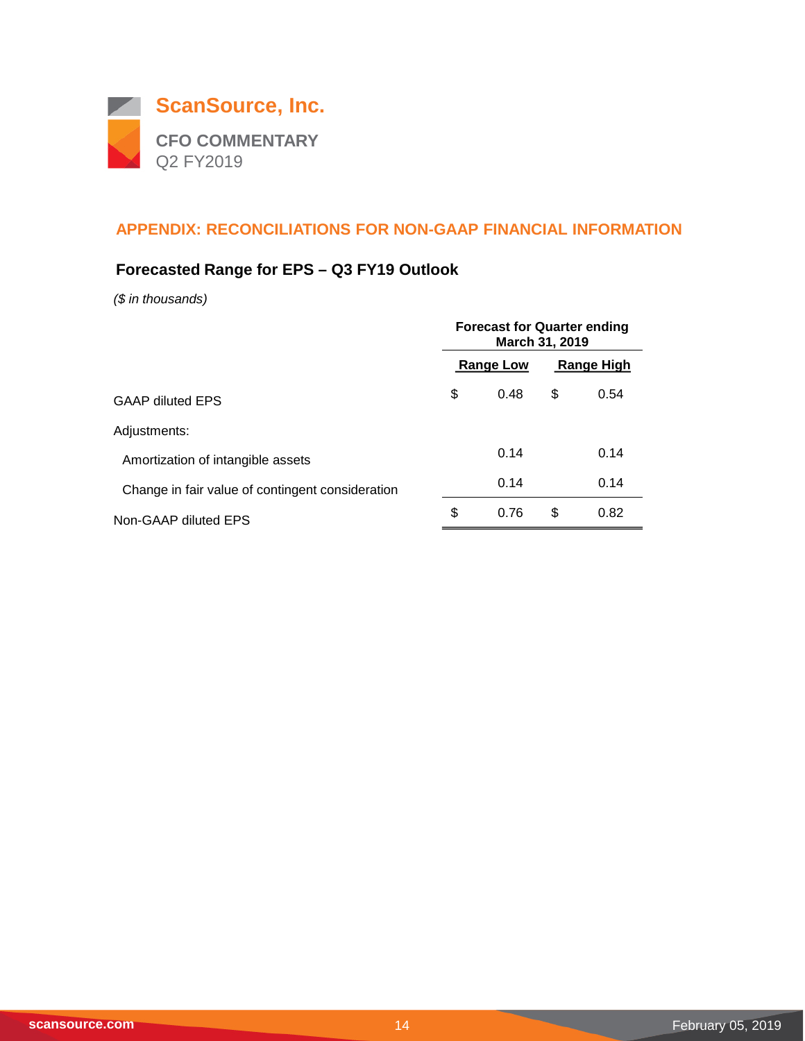## APPENDIX: RECONCILIATIONS FOR NON-GAAP FINANCIAL INFORMATION

### Forecasted Range for EPS – Q3 FY19 Outlook

*($ in thousands)*

| | Forecast for Quarter ending March 31, 2019 | |
|---|---|---|
| | **Range Low** | **Range High** |
| GAAP diluted EPS | $ 0.48 | $ 0.54 |
| Adjustments: | | |
| Amortization of intangible assets | 0.14 | 0.14 |
| Change in fair value of contingent consideration | 0.14 | 0.14 |
| Non-GAAP diluted EPS | $ 0.76 | $ 0.82 |